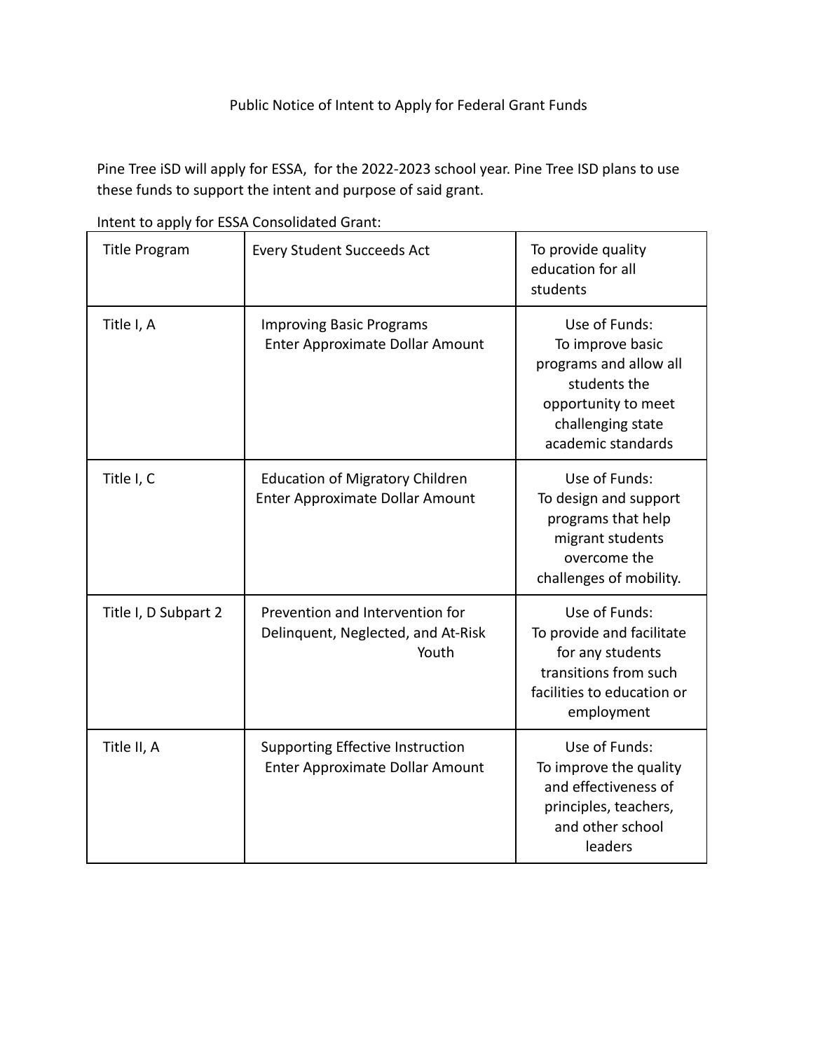Public Notice of Intent to Apply for Federal Grant Funds

Pine Tree iSD will apply for ESSA,  for the 2022-2023 school year. Pine Tree ISD plans to use these funds to support the intent and purpose of said grant.

Intent to apply for ESSA Consolidated Grant:

| Title Program | Every Student Succeeds Act | To provide quality education for all students |
| --- | --- | --- |
| Title I, A | Improving Basic Programs Enter Approximate Dollar Amount | Use of Funds: To improve basic programs and allow all students the opportunity to meet challenging state academic standards |
| Title I, C | Education of Migratory Children Enter Approximate Dollar Amount | Use of Funds: To design and support programs that help migrant students overcome the challenges of mobility. |
| Title I, D Subpart 2 | Prevention and Intervention for Delinquent, Neglected, and At-Risk Youth | Use of Funds: To provide and facilitate for any students transitions from such facilities to education or employment |
| Title II, A | Supporting Effective Instruction Enter Approximate Dollar Amount | Use of Funds: To improve the quality and effectiveness of principles, teachers, and other school leaders |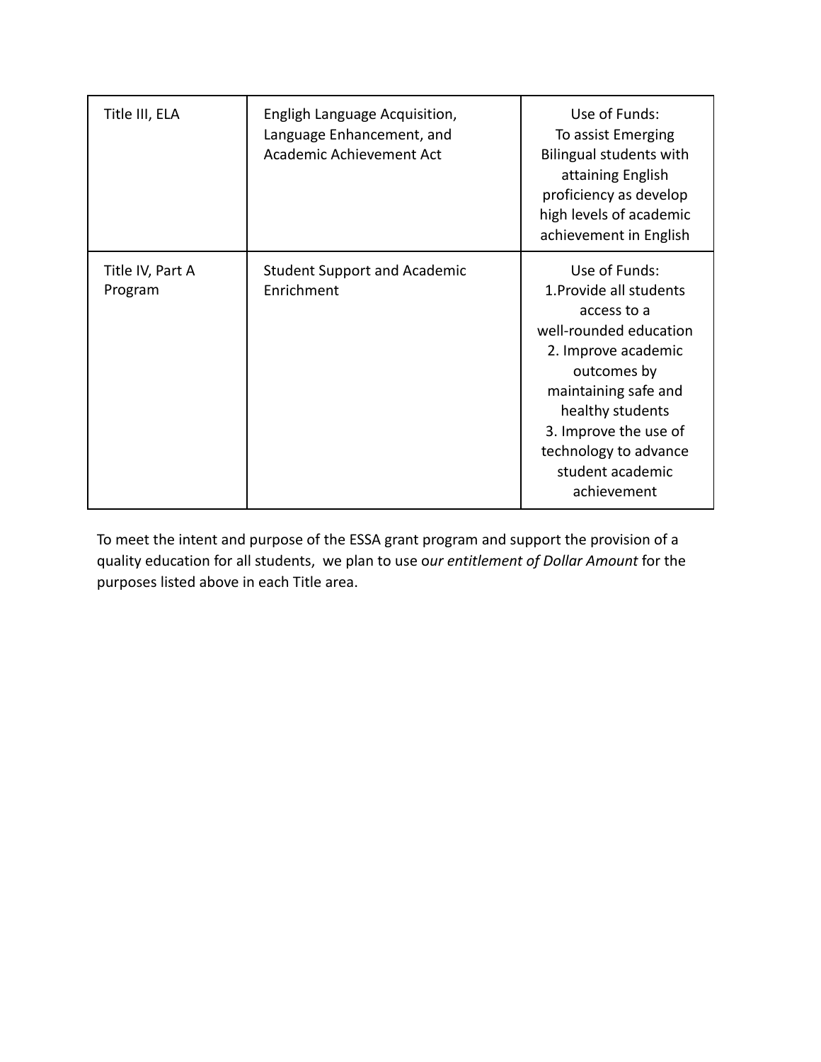| | | |
|---|---|---|
| Title III, ELA | Engligh Language Acquisition, Language Enhancement, and Academic Achievement Act | Use of Funds:<br>To assist Emerging Bilingual students with attaining English proficiency as develop high levels of academic achievement in English |
| Title IV, Part A Program | Student Support and Academic Enrichment | Use of Funds:<br>1.Provide all students access to a well-rounded education<br>2. Improve academic outcomes by maintaining safe and healthy students<br>3. Improve the use of technology to advance student academic achievement |

To meet the intent and purpose of the ESSA grant program and support the provision of a quality education for all students, we plan to use o*ur entitlement of Dollar Amount* for the purposes listed above in each Title area.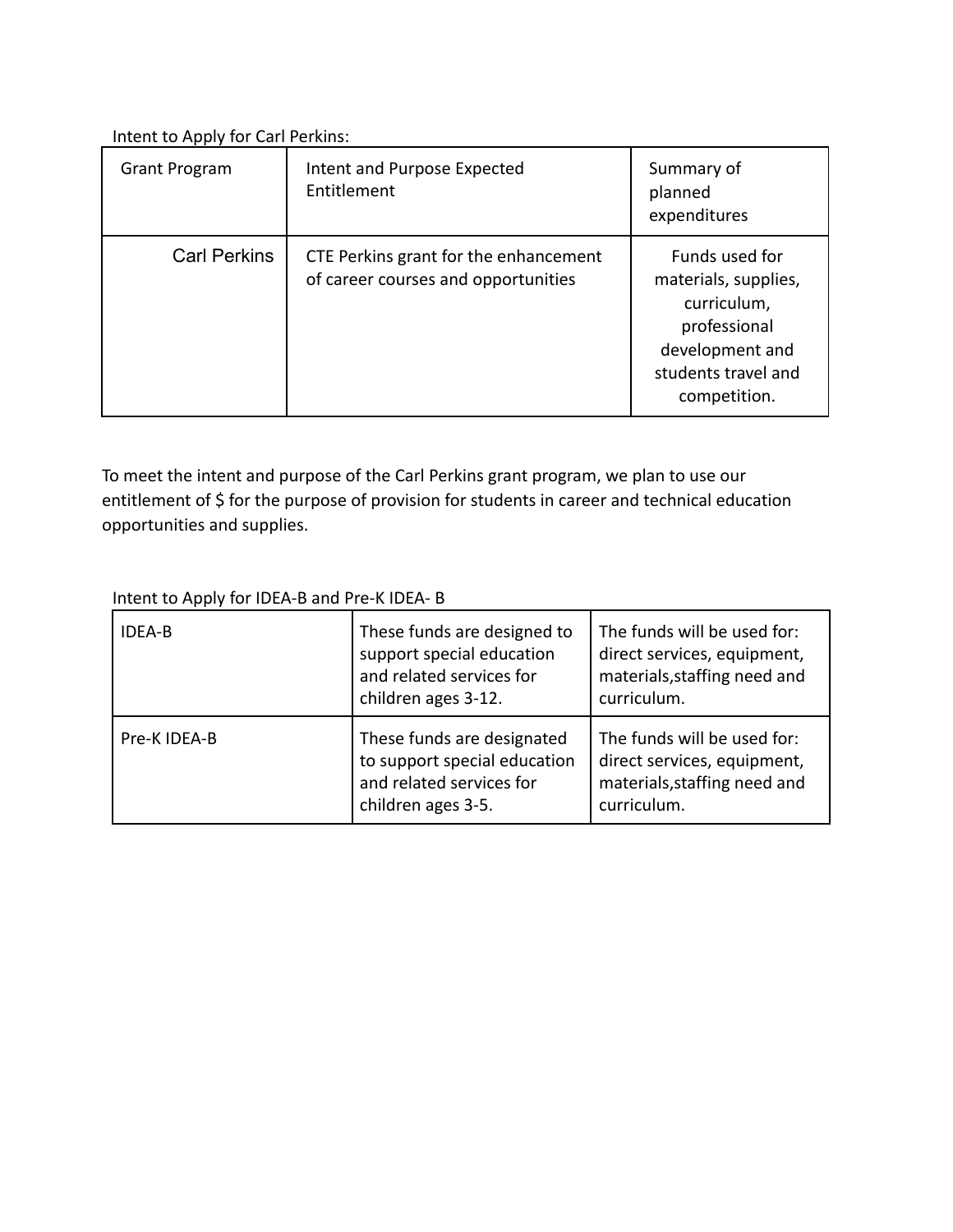Intent to Apply for Carl Perkins:

| Grant Program | Intent and Purpose Expected Entitlement | Summary of planned expenditures |
|---|---|---|
| Carl Perkins | CTE Perkins grant for the enhancement of career courses and opportunities | Funds used for materials, supplies, curriculum, professional development and students travel and competition. |

To meet the intent and purpose of the Carl Perkins grant program, we plan to use our entitlement of $ for the purpose of provision for students in career and technical education opportunities and supplies.

Intent to Apply for IDEA-B and Pre-K IDEA- B

| | | |
|---|---|---|
| IDEA-B | These funds are designed to support special education and related services for children ages 3-12. | The funds will be used for: direct services, equipment, materials,staffing need and curriculum. |
| Pre-K IDEA-B | These funds are designated to support special education and related services for children ages 3-5. | The funds will be used for: direct services, equipment, materials,staffing need and curriculum. |